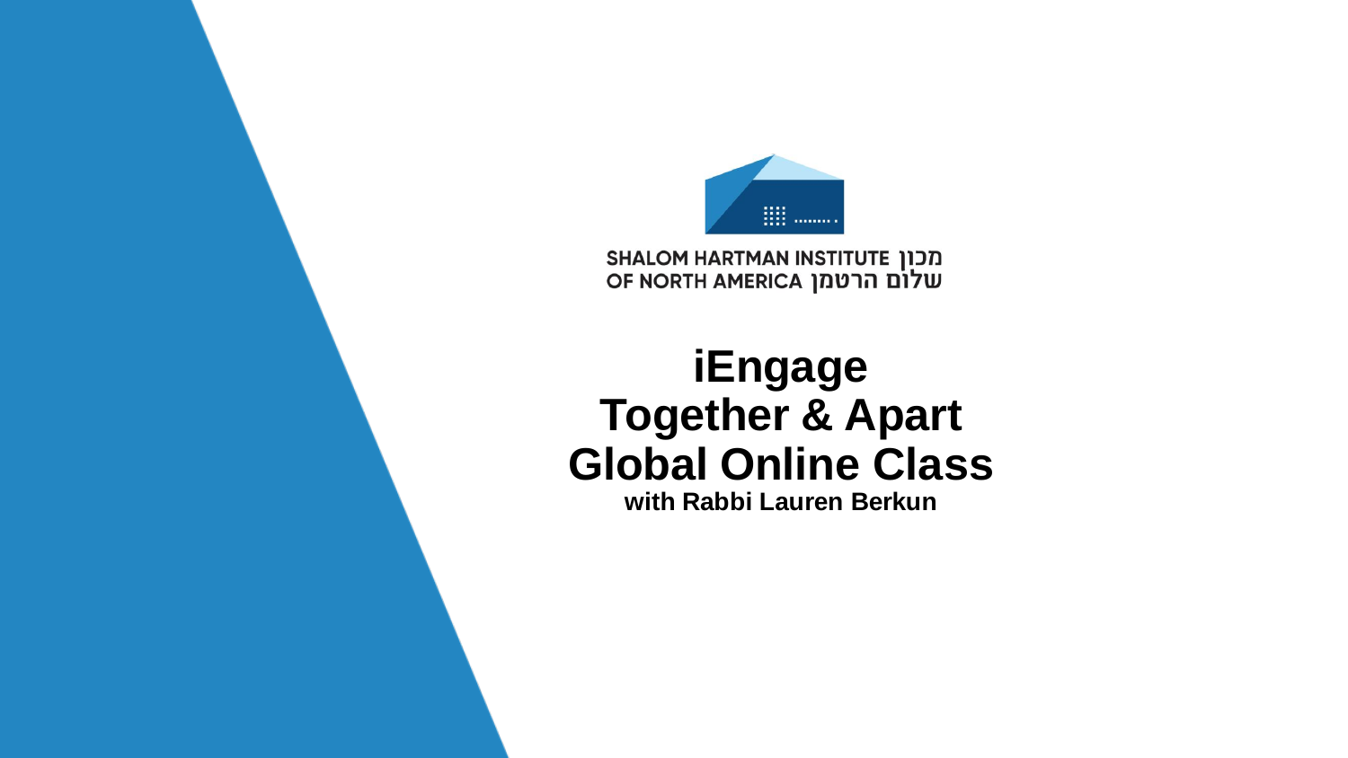SHALOM HARTMAN INSTITUTE מכון
OF NORTH AMERICA שלום הרטמן

# iEngage
# Together & Apart
# Global Online Class

**with Rabbi Lauren Berkun**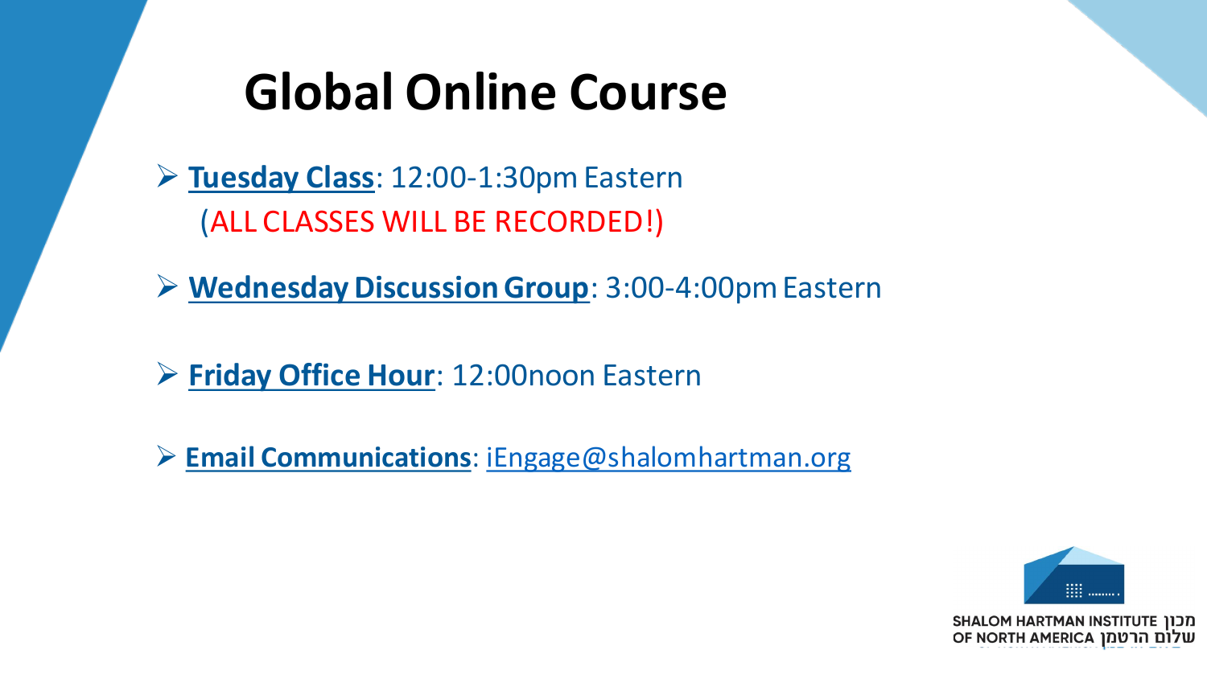# Global Online Course

- **Tuesday Class**: 12:00-1:30pm Eastern
  (ALL CLASSES WILL BE RECORDED!)
- **Wednesday Discussion Group**: 3:00-4:00pm Eastern
- **Friday Office Hour**: 12:00noon Eastern
- **Email Communications**: iEngage@shalomhartman.org

SHALOM HARTMAN INSTITUTE מכון
OF NORTH AMERICA שלום הרטמן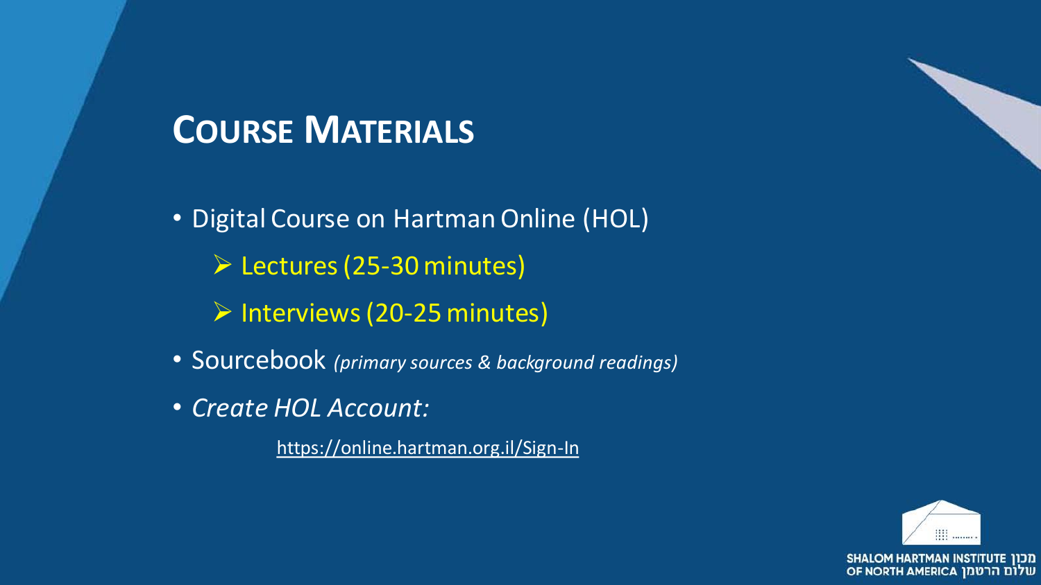# Course Materials

- Digital Course on Hartman Online (HOL)
  - Lectures (25-30 minutes)
  - Interviews (20-25 minutes)
- Sourcebook *(primary sources & background readings)*
- *Create HOL Account:*

  https://online.hartman.org.il/Sign-In

SHALOM HARTMAN INSTITUTE OF NORTH AMERICA מכון שלום הרטמן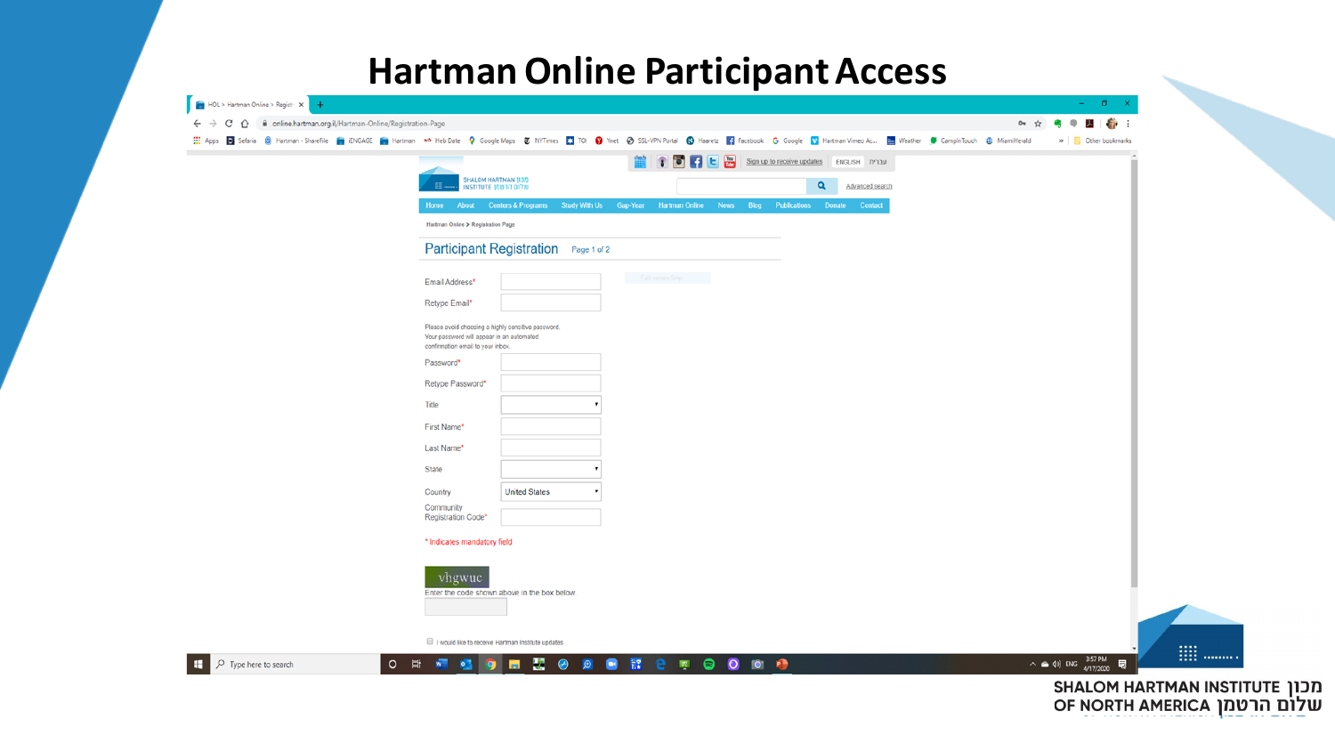# Hartman Online Participant Access

HOL > Hartman Online > Registr

online.hartman.org.il/Hartman-Online/Registration-Page

Sign up to receive updates | ENGLISH | עברית

SHALOM HARTMAN INSTITUTE מכון שלום הרטמן

Advanced search

Home | About | Centers & Programs | Study With Us | Gap-Year | Hartman Online | News | Blog | Publications | Donate | Contact

Hartman Online > Registration Page

## Participant Registration

Page 1 of 2

Email Address*

Retype Email*

Please avoid choosing a highly sensitive password. Your password will appear in an automated confirmation email to your inbox.

Password*

Retype Password*

Title

First Name*

Last Name*

State

Country: United States

Community Registration Code*

* Indicates mandatory field

vhgwuc

Enter the code shown above in the box below.

I would like to receive Hartman Institute updates

SHALOM HARTMAN INSTITUTE OF NORTH AMERICA מכון שלום הרטמן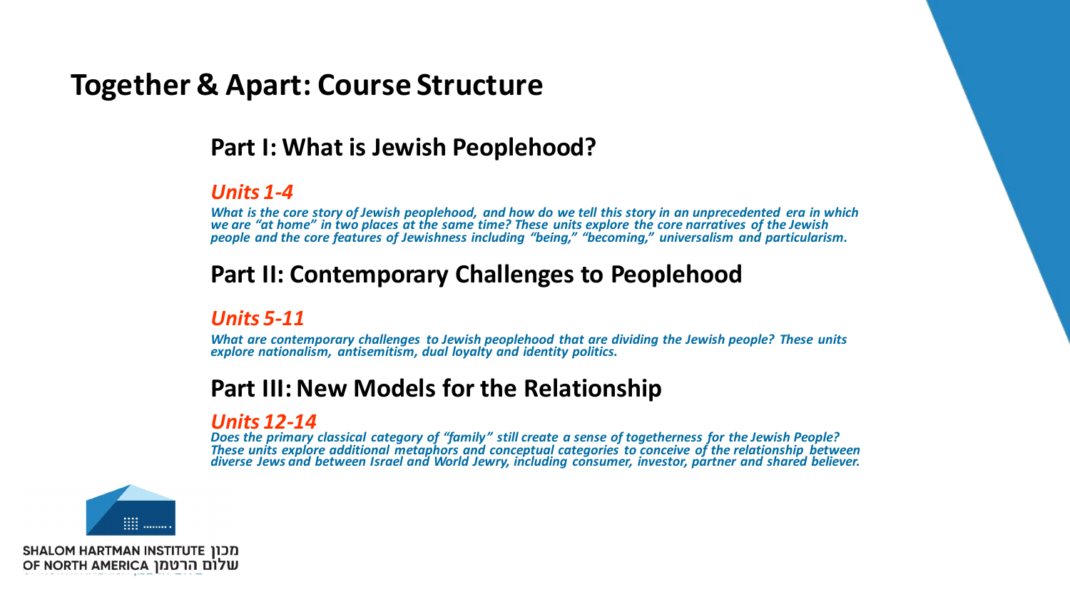# Together & Apart: Course Structure

## Part I: What is Jewish Peoplehood?

### *Units 1-4*

*What is the core story of Jewish peoplehood, and how do we tell this story in an unprecedented era in which we are "at home" in two places at the same time? These units explore the core narratives of the Jewish people and the core features of Jewishness including "being," "becoming," universalism and particularism.*

## Part II: Contemporary Challenges to Peoplehood

### *Units 5-11*

*What are contemporary challenges to Jewish peoplehood that are dividing the Jewish people? These units explore nationalism, antisemitism, dual loyalty and identity politics.*

## Part III: New Models for the Relationship

### *Units 12-14*

*Does the primary classical category of "family" still create a sense of togetherness for the Jewish People? These units explore additional metaphors and conceptual categories to conceive of the relationship between diverse Jews and between Israel and World Jewry, including consumer, investor, partner and shared believer.*

SHALOM HARTMAN INSTITUTE מכון
OF NORTH AMERICA שלום הרטמן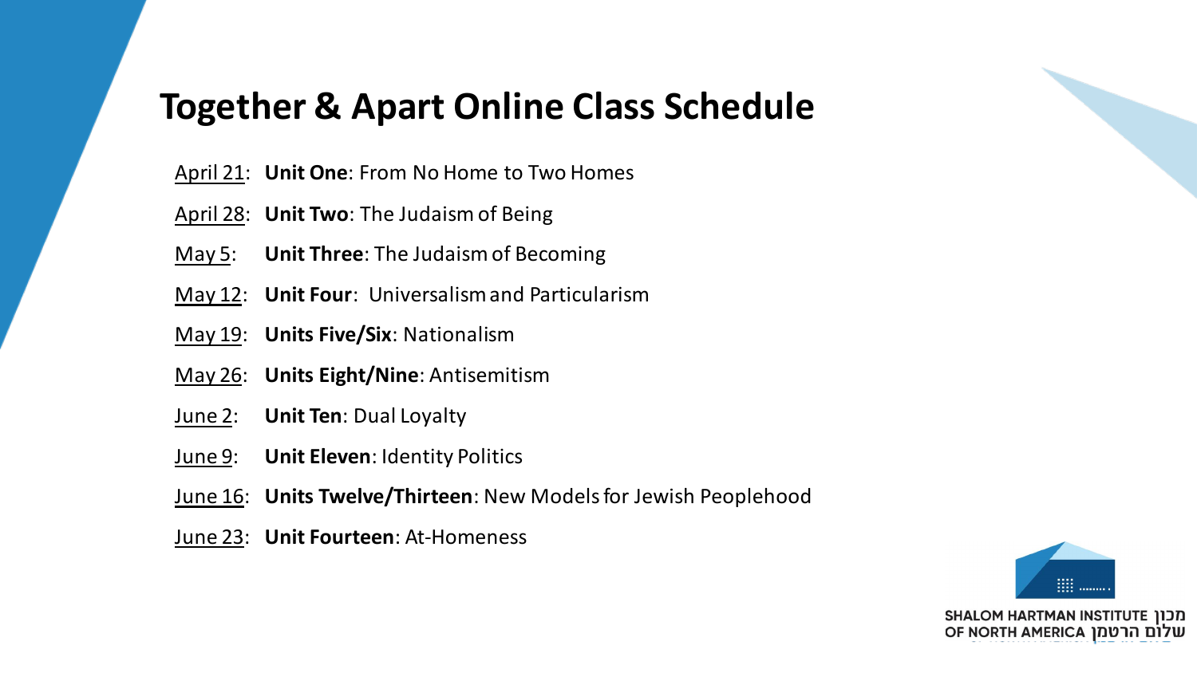# Together & Apart Online Class Schedule

- April 21: **Unit One**: From No Home to Two Homes
- April 28: **Unit Two**: The Judaism of Being
- May 5: **Unit Three**: The Judaism of Becoming
- May 12: **Unit Four**: Universalism and Particularism
- May 19: **Units Five/Six**: Nationalism
- May 26: **Units Eight/Nine**: Antisemitism
- June 2: **Unit Ten**: Dual Loyalty
- June 9: **Unit Eleven**: Identity Politics
- June 16: **Units Twelve/Thirteen**: New Models for Jewish Peoplehood
- June 23: **Unit Fourteen**: At-Homeness

SHALOM HARTMAN INSTITUTE OF NORTH AMERICA מכון שלום הרטמן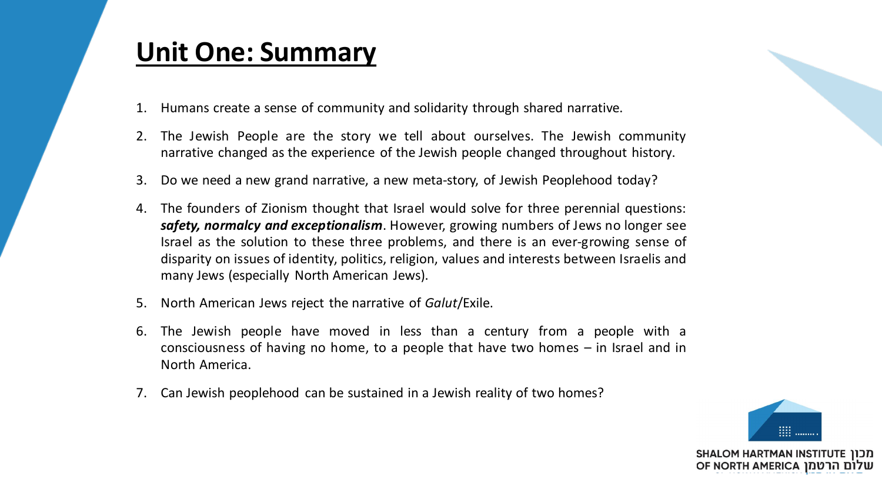# Unit One: Summary

1. Humans create a sense of community and solidarity through shared narrative.
2. The Jewish People are the story we tell about ourselves. The Jewish community narrative changed as the experience of the Jewish people changed throughout history.
3. Do we need a new grand narrative, a new meta-story, of Jewish Peoplehood today?
4. The founders of Zionism thought that Israel would solve for three perennial questions: ***safety, normalcy and exceptionalism***. However, growing numbers of Jews no longer see Israel as the solution to these three problems, and there is an ever-growing sense of disparity on issues of identity, politics, religion, values and interests between Israelis and many Jews (especially North American Jews).
5. North American Jews reject the narrative of *Galut*/Exile.
6. The Jewish people have moved in less than a century from a people with a consciousness of having no home, to a people that have two homes – in Israel and in North America.
7. Can Jewish peoplehood can be sustained in a Jewish reality of two homes?

SHALOM HARTMAN INSTITUTE OF NORTH AMERICA מכון שלום הרטמן